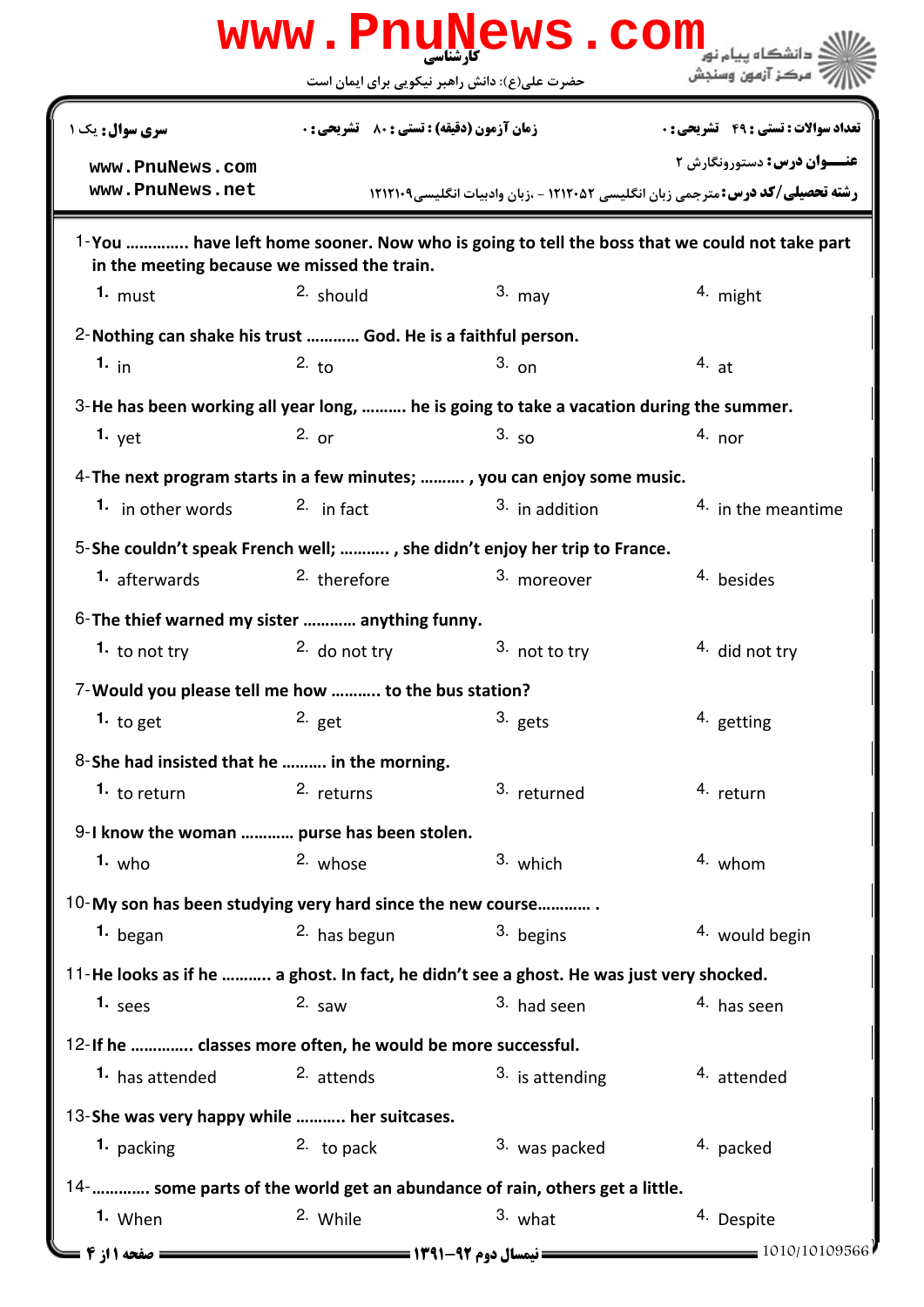www.PnuNews.com

کارشناسی

حضرت علی(ع): دانش راهبر نیکویی برای ایمان است

دانشگاه پیام نور
مرکز آزمون وسنجش

| سری سوال: یک ۱ | زمان آزمون (دقیقه) : تستی : ۸۰ تشریحی : ۰ | تعداد سوالات : تستی : ۴۹ تشریحی : ۰ |
|---|---|---|

www.PnuNews.com
www.PnuNews.net

**عنـــوان درس:** دستورونگارش ۲

**رشته تحصیلی/کد درس:** مترجمی زبان انگلیسی ۱۲۱۲۰۵۲ - ،زبان وادبیات انگلیسی۱۲۱۲۱۰۹

1-**You ............. have left home sooner. Now who is going to tell the boss that we could not take part in the meeting because we missed the train.**

1. must  2. should  3. may  4. might

2-**Nothing can shake his trust ........... God. He is a faithful person.**

1. in  2. to  3. on  4. at

3-**He has been working all year long, .......... he is going to take a vacation during the summer.**

1. yet  2. or  3. so  4. nor

4-**The next program starts in a few minutes; ......... , you can enjoy some music.**

1. in other words  2. in fact  3. in addition  4. in the meantime

5-**She couldn't speak French well; .......... , she didn't enjoy her trip to France.**

1. afterwards  2. therefore  3. moreover  4. besides

6-**The thief warned my sister ........... anything funny.**

1. to not try  2. do not try  3. not to try  4. did not try

7-**Would you please tell me how .......... to the bus station?**

1. to get  2. get  3. gets  4. getting

8-**She had insisted that he ......... in the morning.**

1. to return  2. returns  3. returned  4. return

9-**I know the woman ........... purse has been stolen.**

1. who  2. whose  3. which  4. whom

10-**My son has been studying very hard since the new course........... .**

1. began  2. has begun  3. begins  4. would begin

11-**He looks as if he .......... a ghost. In fact, he didn't see a ghost. He was just very shocked.**

1. sees  2. saw  3. had seen  4. has seen

12-**If he ............. classes more often, he would be more successful.**

1. has attended  2. attends  3. is attending  4. attended

13-**She was very happy while .......... her suitcases.**

1. packing  2. to pack  3. was packed  4. packed

14-**............ some parts of the world get an abundance of rain, others get a little.**

1. When  2. While  3. what  4. Despite

نیمسال دوم ۹۲-۱۳۹۱

1010/10109566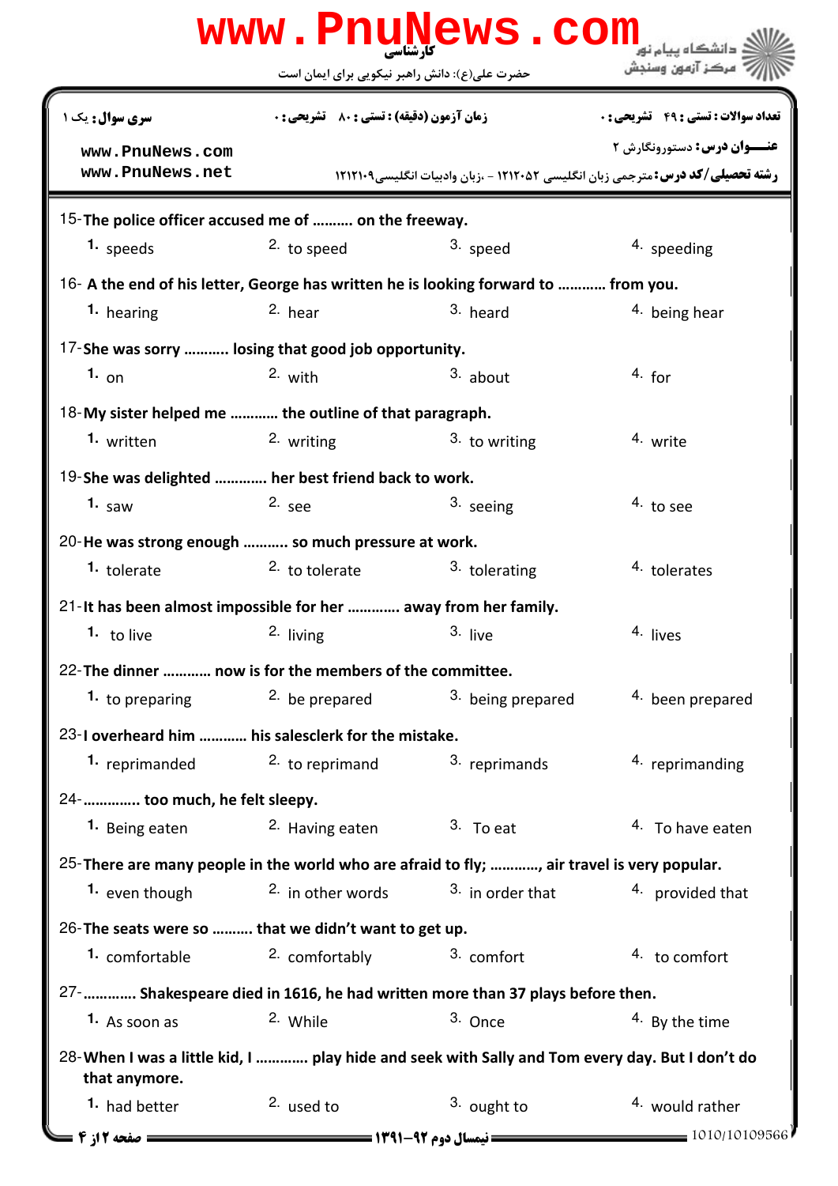15-The police officer accused me of .......... on the freeway.

1. speeds
2. to speed
3. speed
4. speeding

16- A the end of his letter, George has written he is looking forward to ............ from you.

1. hearing
2. hear
3. heard
4. being hear

17-She was sorry ........... losing that good job opportunity.

1. on
2. with
3. about
4. for

18-My sister helped me ............ the outline of that paragraph.

1. written
2. writing
3. to writing
4. write

19-She was delighted ............. her best friend back to work.

1. saw
2. see
3. seeing
4. to see

20-He was strong enough ........... so much pressure at work.

1. tolerate
2. to tolerate
3. tolerating
4. tolerates

21-It has been almost impossible for her ............. away from her family.

1. to live
2. living
3. live
4. lives

22-The dinner ............ now is for the members of the committee.

1. to preparing
2. be prepared
3. being prepared
4. been prepared

23-I overheard him ............ his salesclerk for the mistake.

1. reprimanded
2. to reprimand
3. reprimands
4. reprimanding

24-............. too much, he felt sleepy.

1. Being eaten
2. Having eaten
3. To eat
4. To have eaten

25-There are many people in the world who are afraid to fly; ............, air travel is very popular.

1. even though
2. in other words
3. in order that
4. provided that

26-The seats were so .......... that we didn't want to get up.

1. comfortable
2. comfortably
3. comfort
4. to comfort

27-............. Shakespeare died in 1616, he had written more than 37 plays before then.

1. As soon as
2. While
3. Once
4. By the time

28-When I was a little kid, I ............. play hide and seek with Sally and Tom every day. But I don't do that anymore.

1. had better
2. used to
3. ought to
4. would rather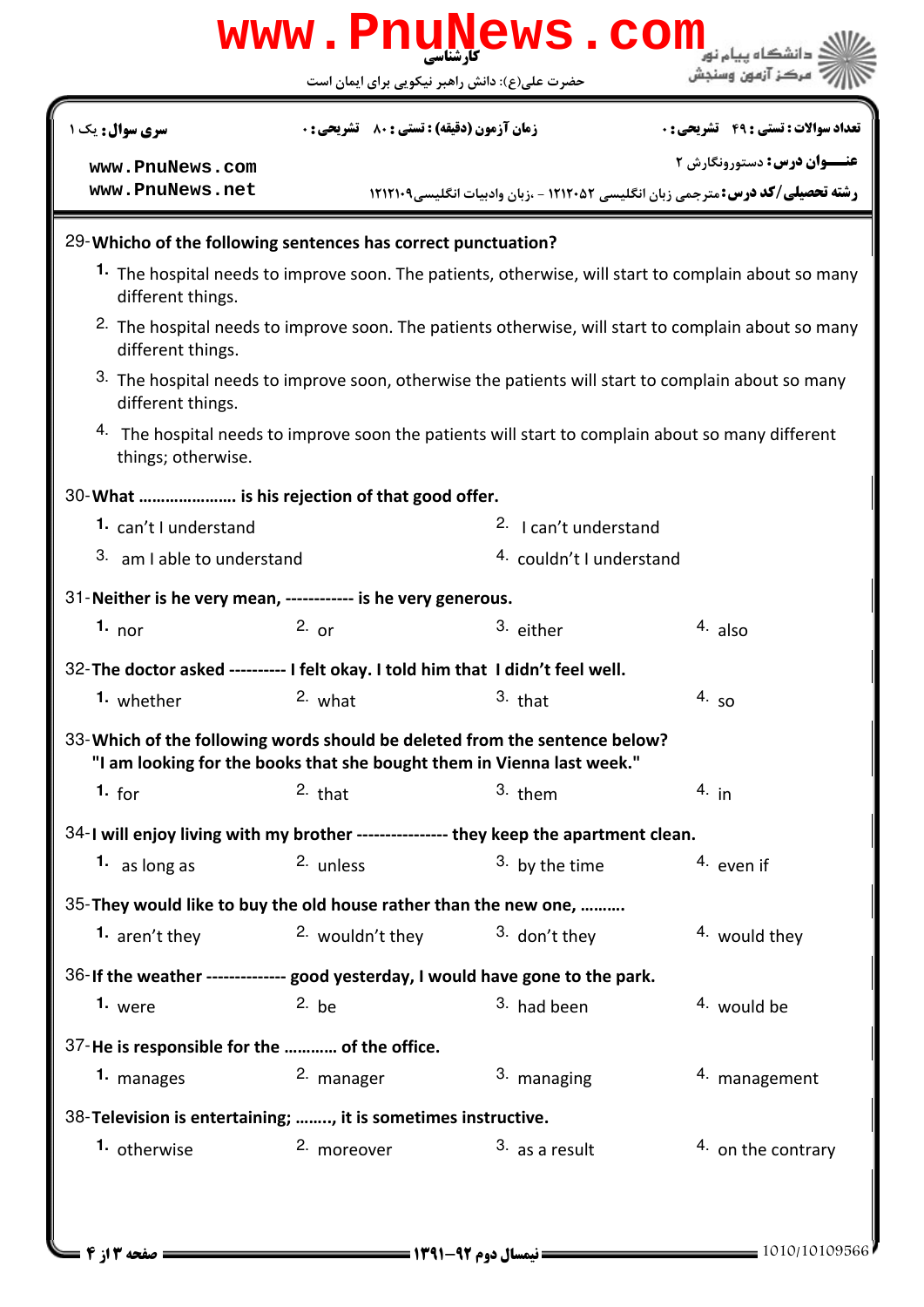29-**Whicho of the following sentences has correct punctuation?**

1. The hospital needs to improve soon. The patients, otherwise, will start to complain about so many different things.
2. The hospital needs to improve soon. The patients otherwise, will start to complain about so many different things.
3. The hospital needs to improve soon, otherwise the patients will start to complain about so many different things.
4. The hospital needs to improve soon the patients will start to complain about so many different things; otherwise.

30-**What …………………. is his rejection of that good offer.**

1. can't I understand
2. I can't understand
3. am I able to understand
4. couldn't I understand

31-**Neither is he very mean, ------------ is he very generous.**

1. nor
2. or
3. either
4. also

32-**The doctor asked ---------- I felt okay. I told him that I didn't feel well.**

1. whether
2. what
3. that
4. so

33-**Which of the following words should be deleted from the sentence below?**
**"I am looking for the books that she bought them in Vienna last week."**

1. for
2. that
3. them
4. in

34-**I will enjoy living with my brother --------------- they keep the apartment clean.**

1. as long as
2. unless
3. by the time
4. even if

35-**They would like to buy the old house rather than the new one, ……….**

1. aren't they
2. wouldn't they
3. don't they
4. would they

36-**If the weather -------------- good yesterday, I would have gone to the park.**

1. were
2. be
3. had been
4. would be

37-**He is responsible for the ………… of the office.**

1. manages
2. manager
3. managing
4. management

38-**Television is entertaining; …….., it is sometimes instructive.**

1. otherwise
2. moreover
3. as a result
4. on the contrary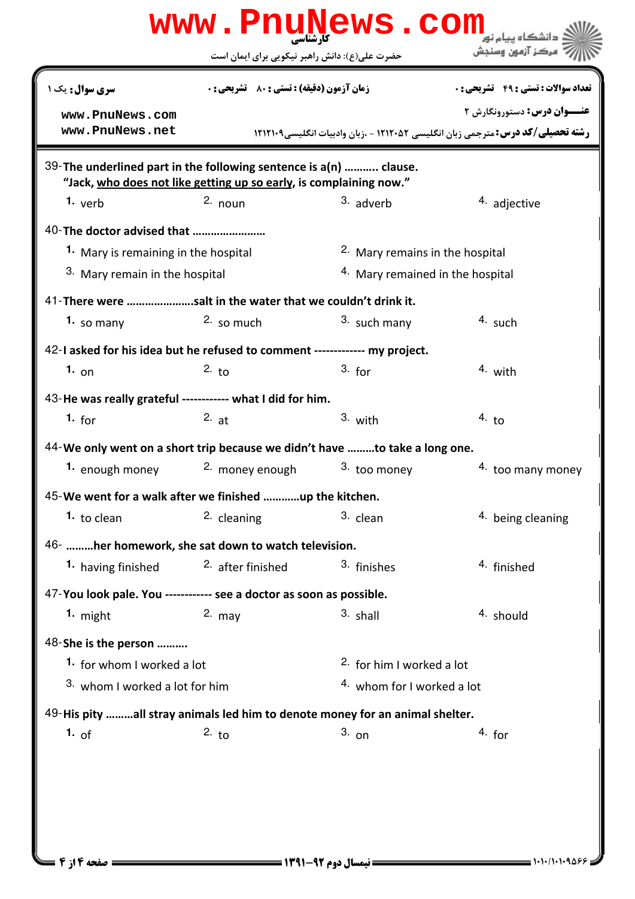کارشناسی

حضرت علی(ع): دانش راهبر نیکویی برای ایمان است

**سری سوال:** یک ۱ | **زمان آزمون (دقیقه) : تستی :** ۸۰ **تشریحی :** ۰ | **تعداد سوالات : تستی :** ۴۹ **تشریحی :** ۰

**عنـــوان درس:** دستورونگارش ۲

**رشته تحصیلی/کد درس:** مترجمی زبان انگلیسی ۱۲۱۲۰۵۲ - ،زبان وادبیات انگلیسی۱۲۱۲۱۰۹

39-**The underlined part in the following sentence is a(n) ……….. clause.**
**"Jack, who does not like getting up so early, is complaining now."**

1. verb
2. noun
3. adverb
4. adjective

40-**The doctor advised that ……………………**

1. Mary is remaining in the hospital
2. Mary remains in the hospital
3. Mary remain in the hospital
4. Mary remained in the hospital

41-**There were ………………….salt in the water that we couldn't drink it.**

1. so many
2. so much
3. such many
4. such

42-**I asked for his idea but he refused to comment ------------ my project.**

1. on
2. to
3. for
4. with

43-**He was really grateful ------------ what I did for him.**

1. for
2. at
3. with
4. to

44-**We only went on a short trip because we didn't have ………to take a long one.**

1. enough money
2. money enough
3. too money
4. too many money

45-**We went for a walk after we finished …………up the kitchen.**

1. to clean
2. cleaning
3. clean
4. being cleaning

46- **………her homework, she sat down to watch television.**

1. having finished
2. after finished
3. finishes
4. finished

47-**You look pale. You ------------ see a doctor as soon as possible.**

1. might
2. may
3. shall
4. should

48-**She is the person ……….**

1. for whom I worked a lot
2. for him I worked a lot
3. whom I worked a lot for him
4. whom for I worked a lot

49-**His pity ………all stray animals led him to denote money for an animal shelter.**

1. of
2. to
3. on
4. for

**نیمسال دوم ۹۲-۱۳۹۱**

۱۰۱۰/۱۰۱۰۹۵۶۶